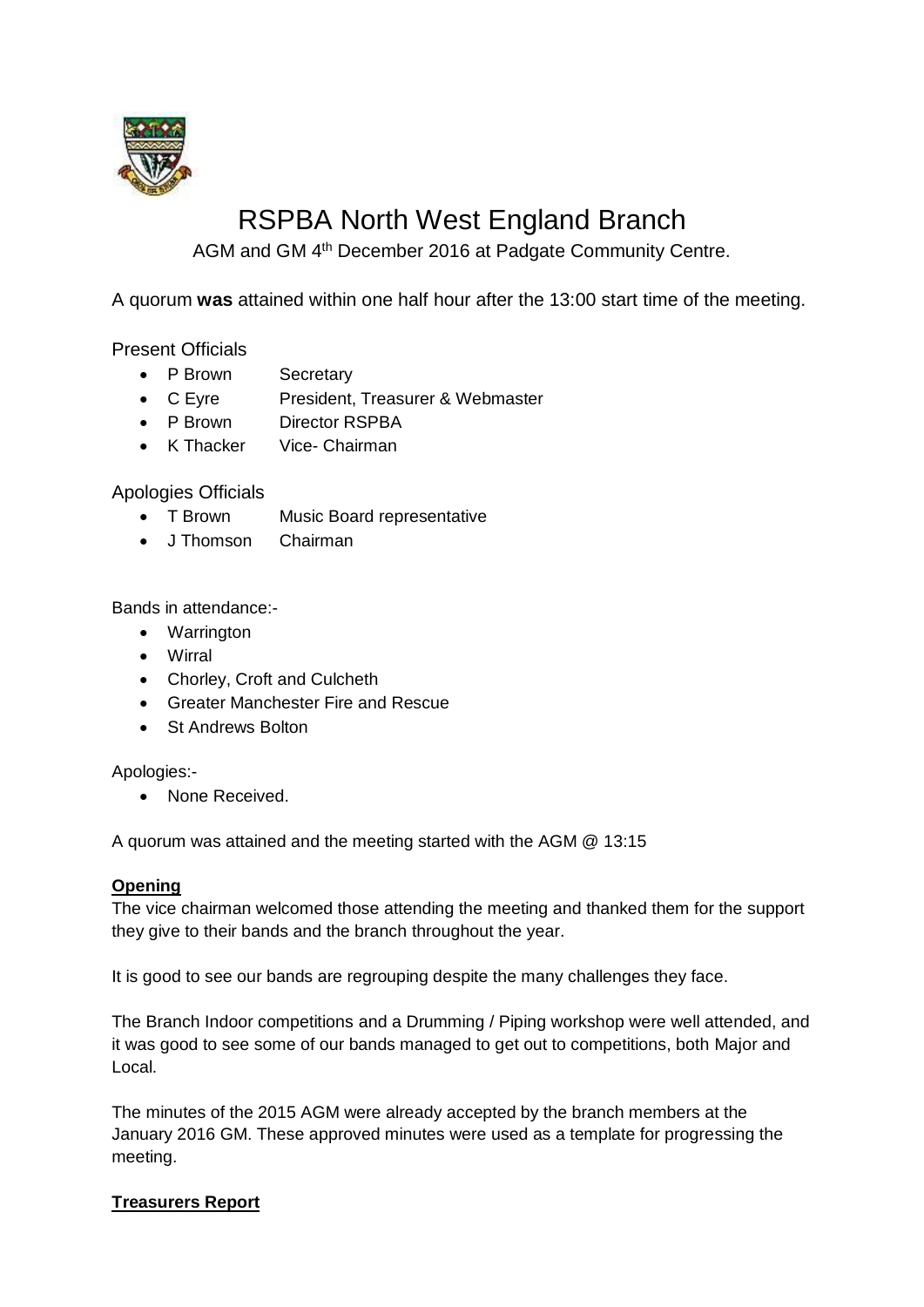# RSPBA North West England Branch

AGM and GM 4th December 2016 at Padgate Community Centre.

A quorum **was** attained within one half hour after the 13:00 start time of the meeting.

## Present Officials

- P Brown Secretary
- C Eyre President, Treasurer & Webmaster
- P Brown Director RSPBA
- K Thacker Vice- Chairman

## Apologies Officials

- T Brown Music Board representative
- J Thomson Chairman

Bands in attendance:-

- Warrington
- Wirral
- Chorley, Croft and Culcheth
- Greater Manchester Fire and Rescue
- St Andrews Bolton

Apologies:-

- None Received.

A quorum was attained and the meeting started with the AGM @ 13:15

### Opening

The vice chairman welcomed those attending the meeting and thanked them for the support they give to their bands and the branch throughout the year.

It is good to see our bands are regrouping despite the many challenges they face.

The Branch Indoor competitions and a Drumming / Piping workshop were well attended, and it was good to see some of our bands managed to get out to competitions, both Major and Local.

The minutes of the 2015 AGM were already accepted by the branch members at the January 2016 GM. These approved minutes were used as a template for progressing the meeting.

### Treasurers Report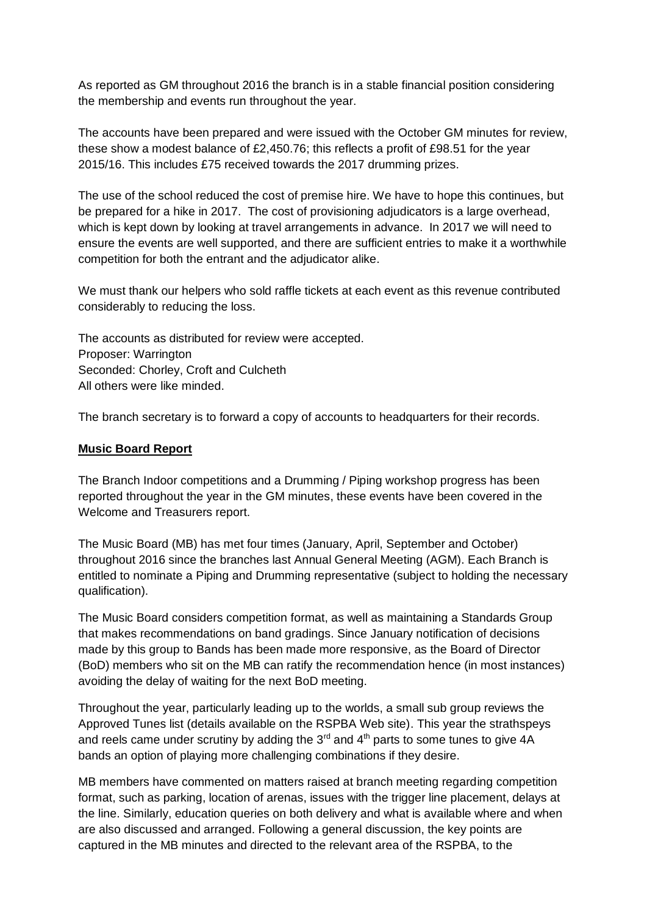As reported as GM throughout 2016 the branch is in a stable financial position considering the membership and events run throughout the year.

The accounts have been prepared and were issued with the October GM minutes for review, these show a modest balance of £2,450.76; this reflects a profit of £98.51 for the year 2015/16. This includes £75 received towards the 2017 drumming prizes.

The use of the school reduced the cost of premise hire. We have to hope this continues, but be prepared for a hike in 2017. The cost of provisioning adjudicators is a large overhead, which is kept down by looking at travel arrangements in advance. In 2017 we will need to ensure the events are well supported, and there are sufficient entries to make it a worthwhile competition for both the entrant and the adjudicator alike.

We must thank our helpers who sold raffle tickets at each event as this revenue contributed considerably to reducing the loss.

The accounts as distributed for review were accepted.
Proposer: Warrington
Seconded: Chorley, Croft and Culcheth
All others were like minded.

The branch secretary is to forward a copy of accounts to headquarters for their records.

**Music Board Report**

The Branch Indoor competitions and a Drumming / Piping workshop progress has been reported throughout the year in the GM minutes, these events have been covered in the Welcome and Treasurers report.

The Music Board (MB) has met four times (January, April, September and October) throughout 2016 since the branches last Annual General Meeting (AGM). Each Branch is entitled to nominate a Piping and Drumming representative (subject to holding the necessary qualification).

The Music Board considers competition format, as well as maintaining a Standards Group that makes recommendations on band gradings. Since January notification of decisions made by this group to Bands has been made more responsive, as the Board of Director (BoD) members who sit on the MB can ratify the recommendation hence (in most instances) avoiding the delay of waiting for the next BoD meeting.

Throughout the year, particularly leading up to the worlds, a small sub group reviews the Approved Tunes list (details available on the RSPBA Web site). This year the strathspeys and reels came under scrutiny by adding the 3rd and 4th parts to some tunes to give 4A bands an option of playing more challenging combinations if they desire.

MB members have commented on matters raised at branch meeting regarding competition format, such as parking, location of arenas, issues with the trigger line placement, delays at the line. Similarly, education queries on both delivery and what is available where and when are also discussed and arranged. Following a general discussion, the key points are captured in the MB minutes and directed to the relevant area of the RSPBA, to the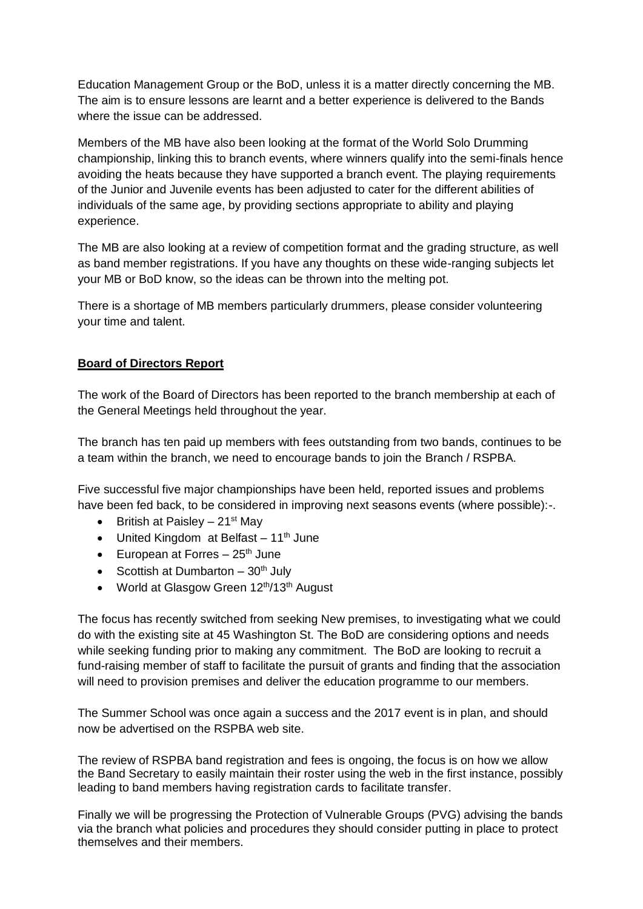Education Management Group or the BoD, unless it is a matter directly concerning the MB. The aim is to ensure lessons are learnt and a better experience is delivered to the Bands where the issue can be addressed.

Members of the MB have also been looking at the format of the World Solo Drumming championship, linking this to branch events, where winners qualify into the semi-finals hence avoiding the heats because they have supported a branch event. The playing requirements of the Junior and Juvenile events has been adjusted to cater for the different abilities of individuals of the same age, by providing sections appropriate to ability and playing experience.

The MB are also looking at a review of competition format and the grading structure, as well as band member registrations. If you have any thoughts on these wide-ranging subjects let your MB or BoD know, so the ideas can be thrown into the melting pot.

There is a shortage of MB members particularly drummers, please consider volunteering your time and talent.

**Board of Directors Report**

The work of the Board of Directors has been reported to the branch membership at each of the General Meetings held throughout the year.

The branch has ten paid up members with fees outstanding from two bands, continues to be a team within the branch, we need to encourage bands to join the Branch / RSPBA.

Five successful five major championships have been held, reported issues and problems have been fed back, to be considered in improving next seasons events (where possible):-.

- British at Paisley – 21st May
- United Kingdom at Belfast – 11th June
- European at Forres – 25th June
- Scottish at Dumbarton – 30th July
- World at Glasgow Green 12th/13th August

The focus has recently switched from seeking New premises, to investigating what we could do with the existing site at 45 Washington St. The BoD are considering options and needs while seeking funding prior to making any commitment. The BoD are looking to recruit a fund-raising member of staff to facilitate the pursuit of grants and finding that the association will need to provision premises and deliver the education programme to our members.

The Summer School was once again a success and the 2017 event is in plan, and should now be advertised on the RSPBA web site.

The review of RSPBA band registration and fees is ongoing, the focus is on how we allow the Band Secretary to easily maintain their roster using the web in the first instance, possibly leading to band members having registration cards to facilitate transfer.

Finally we will be progressing the Protection of Vulnerable Groups (PVG) advising the bands via the branch what policies and procedures they should consider putting in place to protect themselves and their members.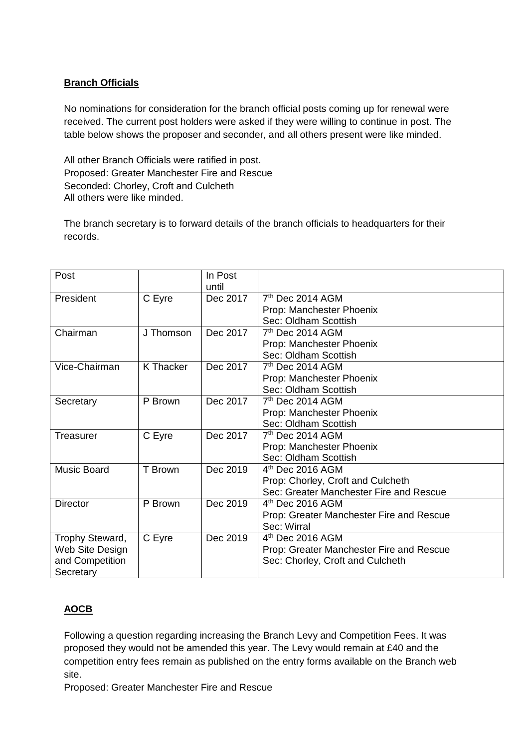**Branch Officials**

No nominations for consideration for the branch official posts coming up for renewal were received. The current post holders were asked if they were willing to continue in post. The table below shows the proposer and seconder, and all others present were like minded.

All other Branch Officials were ratified in post.
Proposed: Greater Manchester Fire and Rescue
Seconded: Chorley, Croft and Culcheth
All others were like minded.

The branch secretary is to forward details of the branch officials to headquarters for their records.

| Post | | In Post until | |
|---|---|---|---|
| President | C Eyre | Dec 2017 | 7th Dec 2014 AGM<br>Prop: Manchester Phoenix<br>Sec: Oldham Scottish |
| Chairman | J Thomson | Dec 2017 | 7th Dec 2014 AGM<br>Prop: Manchester Phoenix<br>Sec: Oldham Scottish |
| Vice-Chairman | K Thacker | Dec 2017 | 7th Dec 2014 AGM<br>Prop: Manchester Phoenix<br>Sec: Oldham Scottish |
| Secretary | P Brown | Dec 2017 | 7th Dec 2014 AGM<br>Prop: Manchester Phoenix<br>Sec: Oldham Scottish |
| Treasurer | C Eyre | Dec 2017 | 7th Dec 2014 AGM<br>Prop: Manchester Phoenix<br>Sec: Oldham Scottish |
| Music Board | T Brown | Dec 2019 | 4th Dec 2016 AGM<br>Prop: Chorley, Croft and Culcheth<br>Sec: Greater Manchester Fire and Rescue |
| Director | P Brown | Dec 2019 | 4th Dec 2016 AGM<br>Prop: Greater Manchester Fire and Rescue<br>Sec: Wirral |
| Trophy Steward, Web Site Design and Competition Secretary | C Eyre | Dec 2019 | 4th Dec 2016 AGM<br>Prop: Greater Manchester Fire and Rescue<br>Sec: Chorley, Croft and Culcheth |

**AOCB**

Following a question regarding increasing the Branch Levy and Competition Fees. It was proposed they would not be amended this year. The Levy would remain at £40 and the competition entry fees remain as published on the entry forms available on the Branch web site.
Proposed: Greater Manchester Fire and Rescue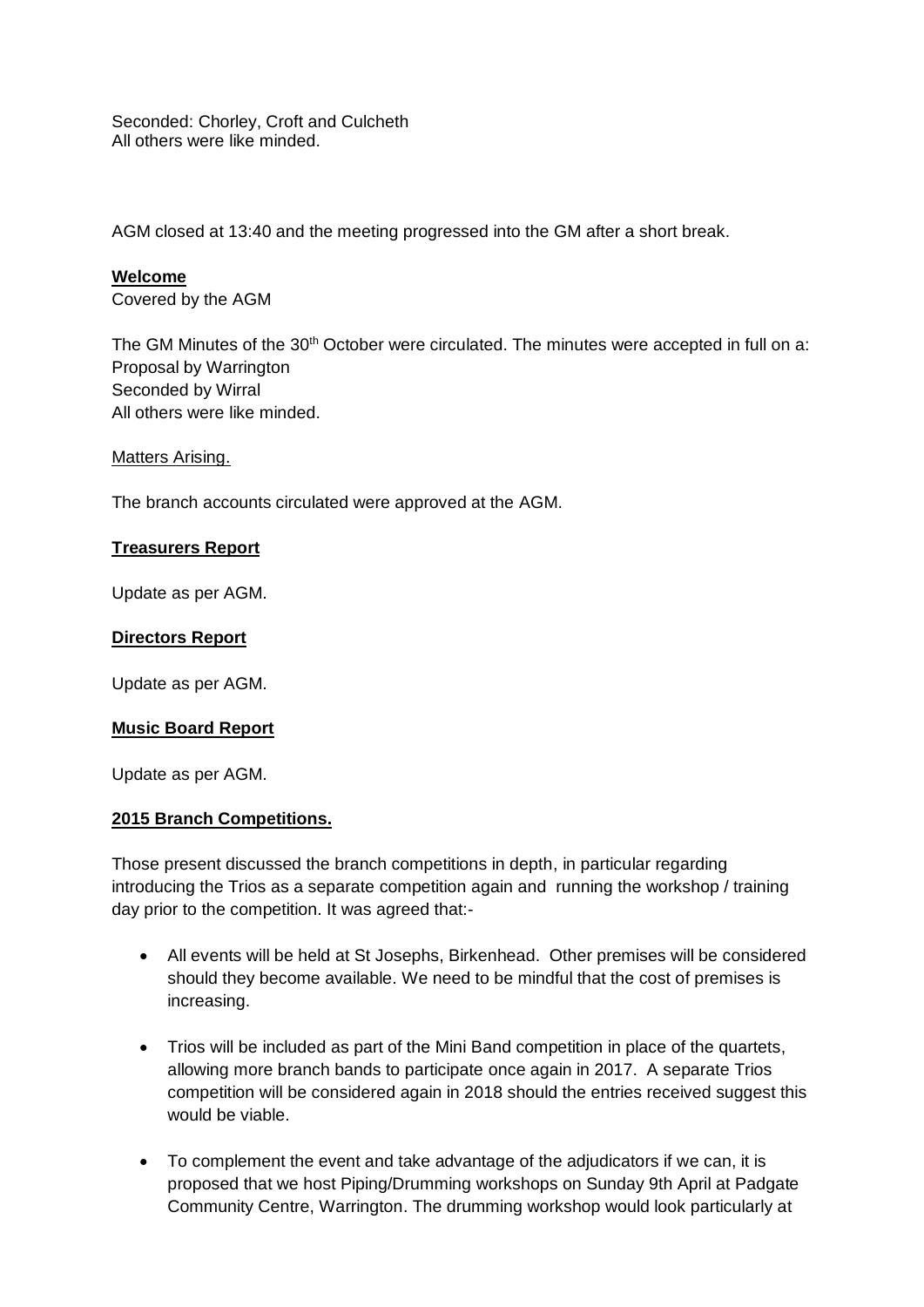Seconded: Chorley, Croft and Culcheth
All others were like minded.

AGM closed at 13:40 and the meeting progressed into the GM after a short break.

**Welcome**

Covered by the AGM

The GM Minutes of the 30th October were circulated. The minutes were accepted in full on a:
Proposal by Warrington
Seconded by Wirral
All others were like minded.

Matters Arising.

The branch accounts circulated were approved at the AGM.

**Treasurers Report**

Update as per AGM.

**Directors Report**

Update as per AGM.

**Music Board Report**

Update as per AGM.

**2015 Branch Competitions.**

Those present discussed the branch competitions in depth, in particular regarding introducing the Trios as a separate competition again and running the workshop / training day prior to the competition. It was agreed that:-

- All events will be held at St Josephs, Birkenhead. Other premises will be considered should they become available. We need to be mindful that the cost of premises is increasing.
- Trios will be included as part of the Mini Band competition in place of the quartets, allowing more branch bands to participate once again in 2017. A separate Trios competition will be considered again in 2018 should the entries received suggest this would be viable.
- To complement the event and take advantage of the adjudicators if we can, it is proposed that we host Piping/Drumming workshops on Sunday 9th April at Padgate Community Centre, Warrington. The drumming workshop would look particularly at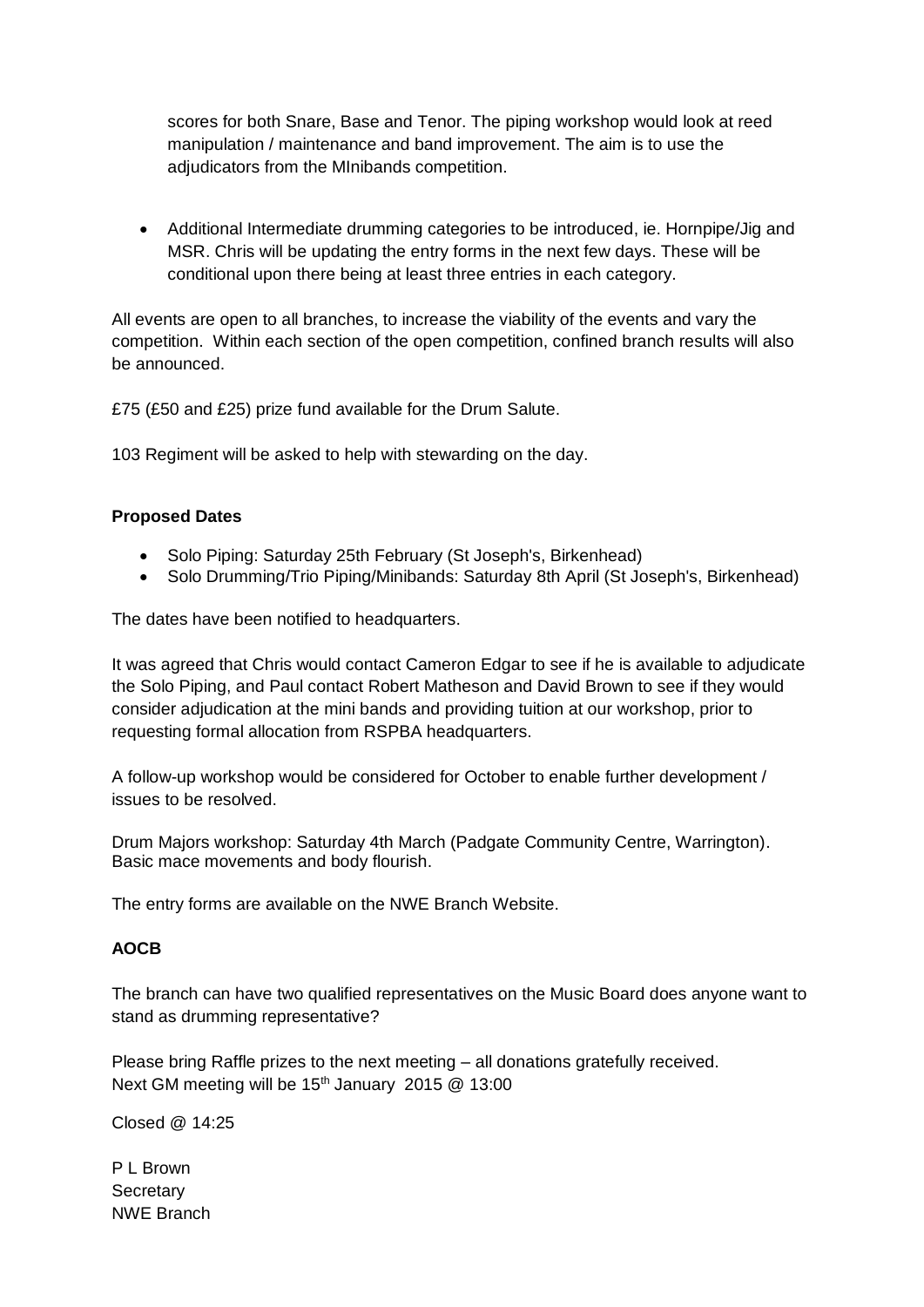scores for both Snare, Base and Tenor. The piping workshop would look at reed manipulation / maintenance and band improvement. The aim is to use the adjudicators from the MInibands competition.

- Additional Intermediate drumming categories to be introduced, ie. Hornpipe/Jig and MSR. Chris will be updating the entry forms in the next few days. These will be conditional upon there being at least three entries in each category.

All events are open to all branches, to increase the viability of the events and vary the competition. Within each section of the open competition, confined branch results will also be announced.

£75 (£50 and £25) prize fund available for the Drum Salute.

103 Regiment will be asked to help with stewarding on the day.

**Proposed Dates**

- Solo Piping: Saturday 25th February (St Joseph's, Birkenhead)
- Solo Drumming/Trio Piping/Minibands: Saturday 8th April (St Joseph's, Birkenhead)

The dates have been notified to headquarters.

It was agreed that Chris would contact Cameron Edgar to see if he is available to adjudicate the Solo Piping, and Paul contact Robert Matheson and David Brown to see if they would consider adjudication at the mini bands and providing tuition at our workshop, prior to requesting formal allocation from RSPBA headquarters.

A follow-up workshop would be considered for October to enable further development / issues to be resolved.

Drum Majors workshop: Saturday 4th March (Padgate Community Centre, Warrington). Basic mace movements and body flourish.

The entry forms are available on the NWE Branch Website.

**AOCB**

The branch can have two qualified representatives on the Music Board does anyone want to stand as drumming representative?

Please bring Raffle prizes to the next meeting – all donations gratefully received.
Next GM meeting will be 15th January 2015 @ 13:00

Closed @ 14:25

P L Brown
Secretary
NWE Branch